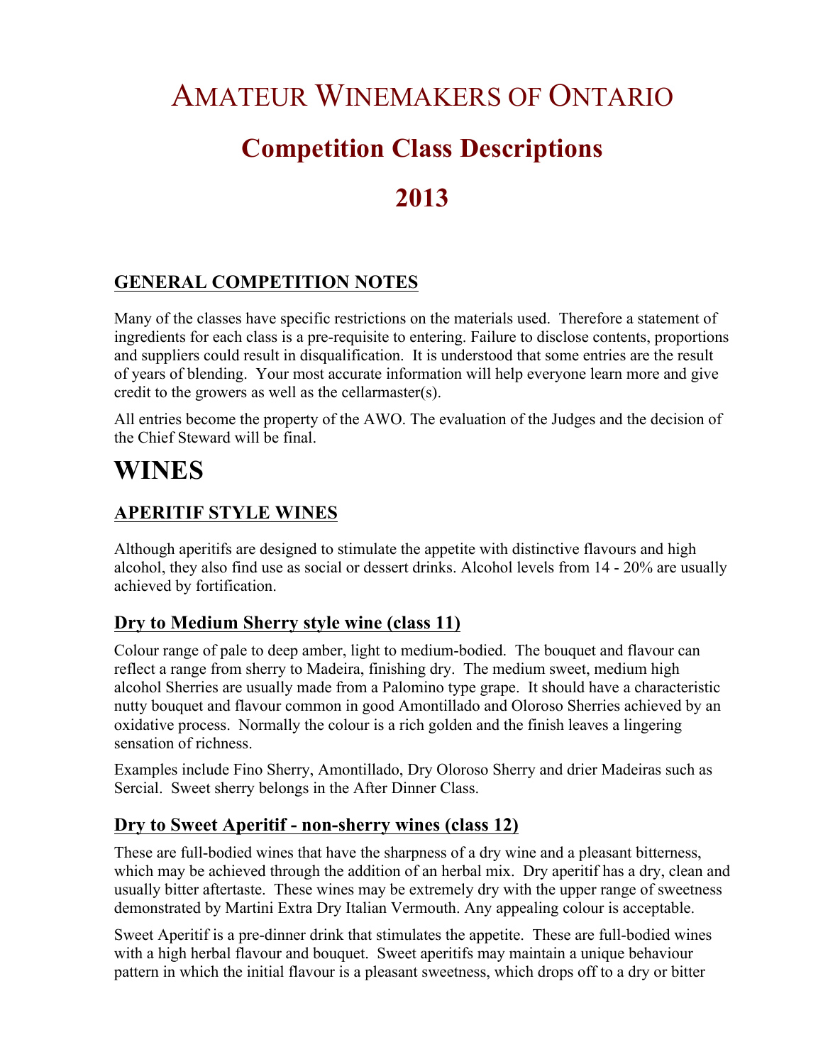# Amateur Winemakers of Ontario

## Competition Class Descriptions

## 2013

### GENERAL COMPETITION NOTES

Many of the classes have specific restrictions on the materials used. Therefore a statement of ingredients for each class is a pre-requisite to entering. Failure to disclose contents, proportions and suppliers could result in disqualification. It is understood that some entries are the result of years of blending. Your most accurate information will help everyone learn more and give credit to the growers as well as the cellarmaster(s).

All entries become the property of the AWO. The evaluation of the Judges and the decision of the Chief Steward will be final.

# WINES

### APERITIF STYLE WINES

Although aperitifs are designed to stimulate the appetite with distinctive flavours and high alcohol, they also find use as social or dessert drinks. Alcohol levels from 14 - 20% are usually achieved by fortification.

### Dry to Medium Sherry style wine (class 11)

Colour range of pale to deep amber, light to medium-bodied. The bouquet and flavour can reflect a range from sherry to Madeira, finishing dry. The medium sweet, medium high alcohol Sherries are usually made from a Palomino type grape. It should have a characteristic nutty bouquet and flavour common in good Amontillado and Oloroso Sherries achieved by an oxidative process. Normally the colour is a rich golden and the finish leaves a lingering sensation of richness.

Examples include Fino Sherry, Amontillado, Dry Oloroso Sherry and drier Madeiras such as Sercial. Sweet sherry belongs in the After Dinner Class.

### Dry to Sweet Aperitif - non-sherry wines (class 12)

These are full-bodied wines that have the sharpness of a dry wine and a pleasant bitterness, which may be achieved through the addition of an herbal mix. Dry aperitif has a dry, clean and usually bitter aftertaste. These wines may be extremely dry with the upper range of sweetness demonstrated by Martini Extra Dry Italian Vermouth. Any appealing colour is acceptable.

Sweet Aperitif is a pre-dinner drink that stimulates the appetite. These are full-bodied wines with a high herbal flavour and bouquet. Sweet aperitifs may maintain a unique behaviour pattern in which the initial flavour is a pleasant sweetness, which drops off to a dry or bitter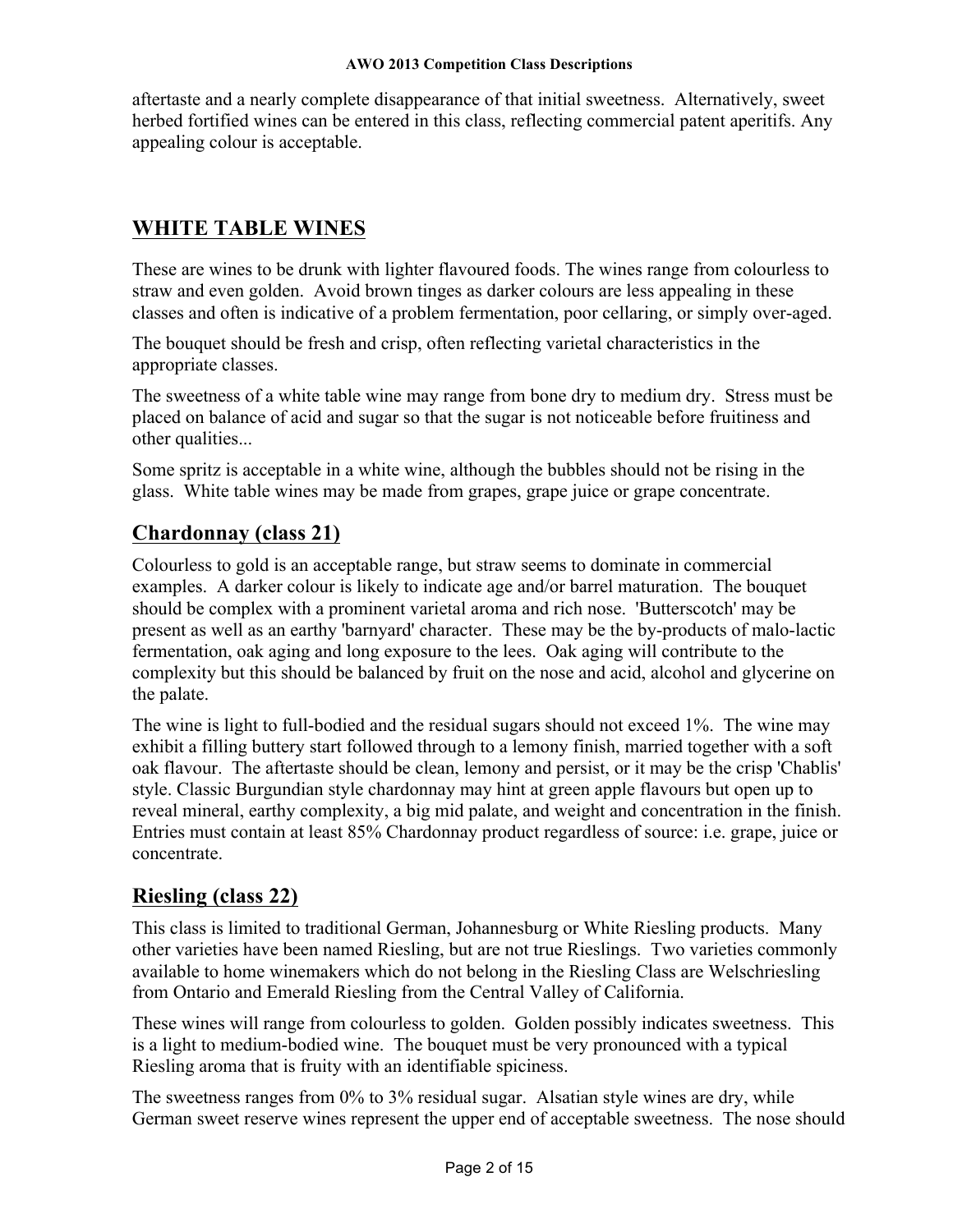aftertaste and a nearly complete disappearance of that initial sweetness. Alternatively, sweet herbed fortified wines can be entered in this class, reflecting commercial patent aperitifs. Any appealing colour is acceptable.

## WHITE TABLE WINES

These are wines to be drunk with lighter flavoured foods. The wines range from colourless to straw and even golden. Avoid brown tinges as darker colours are less appealing in these classes and often is indicative of a problem fermentation, poor cellaring, or simply over-aged.

The bouquet should be fresh and crisp, often reflecting varietal characteristics in the appropriate classes.

The sweetness of a white table wine may range from bone dry to medium dry. Stress must be placed on balance of acid and sugar so that the sugar is not noticeable before fruitiness and other qualities...

Some spritz is acceptable in a white wine, although the bubbles should not be rising in the glass. White table wines may be made from grapes, grape juice or grape concentrate.

### Chardonnay (class 21)

Colourless to gold is an acceptable range, but straw seems to dominate in commercial examples. A darker colour is likely to indicate age and/or barrel maturation. The bouquet should be complex with a prominent varietal aroma and rich nose. 'Butterscotch' may be present as well as an earthy 'barnyard' character. These may be the by-products of malo-lactic fermentation, oak aging and long exposure to the lees. Oak aging will contribute to the complexity but this should be balanced by fruit on the nose and acid, alcohol and glycerine on the palate.

The wine is light to full-bodied and the residual sugars should not exceed 1%. The wine may exhibit a filling buttery start followed through to a lemony finish, married together with a soft oak flavour. The aftertaste should be clean, lemony and persist, or it may be the crisp 'Chablis' style. Classic Burgundian style chardonnay may hint at green apple flavours but open up to reveal mineral, earthy complexity, a big mid palate, and weight and concentration in the finish. Entries must contain at least 85% Chardonnay product regardless of source: i.e. grape, juice or concentrate.

### Riesling (class 22)

This class is limited to traditional German, Johannesburg or White Riesling products. Many other varieties have been named Riesling, but are not true Rieslings. Two varieties commonly available to home winemakers which do not belong in the Riesling Class are Welschriesling from Ontario and Emerald Riesling from the Central Valley of California.

These wines will range from colourless to golden. Golden possibly indicates sweetness. This is a light to medium-bodied wine. The bouquet must be very pronounced with a typical Riesling aroma that is fruity with an identifiable spiciness.

The sweetness ranges from 0% to 3% residual sugar. Alsatian style wines are dry, while German sweet reserve wines represent the upper end of acceptable sweetness. The nose should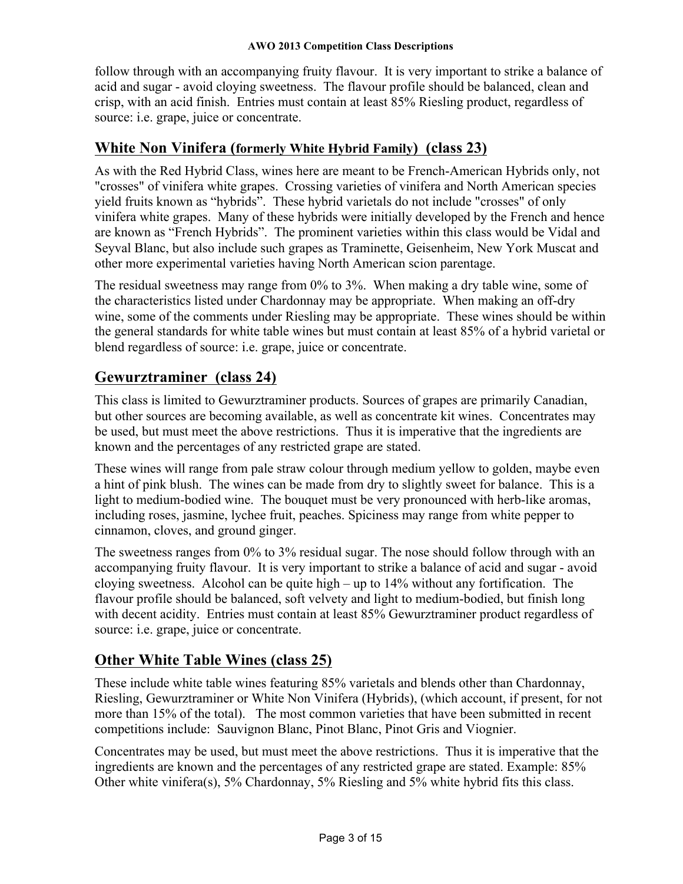follow through with an accompanying fruity flavour. It is very important to strike a balance of acid and sugar - avoid cloying sweetness. The flavour profile should be balanced, clean and crisp, with an acid finish. Entries must contain at least 85% Riesling product, regardless of source: i.e. grape, juice or concentrate.

## White Non Vinifera (formerly White Hybrid Family) (class 23)

As with the Red Hybrid Class, wines here are meant to be French-American Hybrids only, not "crosses" of vinifera white grapes. Crossing varieties of vinifera and North American species yield fruits known as "hybrids". These hybrid varietals do not include "crosses" of only vinifera white grapes. Many of these hybrids were initially developed by the French and hence are known as "French Hybrids". The prominent varieties within this class would be Vidal and Seyval Blanc, but also include such grapes as Traminette, Geisenheim, New York Muscat and other more experimental varieties having North American scion parentage.

The residual sweetness may range from 0% to 3%. When making a dry table wine, some of the characteristics listed under Chardonnay may be appropriate. When making an off-dry wine, some of the comments under Riesling may be appropriate. These wines should be within the general standards for white table wines but must contain at least 85% of a hybrid varietal or blend regardless of source: i.e. grape, juice or concentrate.

## Gewurztraminer (class 24)

This class is limited to Gewurztraminer products. Sources of grapes are primarily Canadian, but other sources are becoming available, as well as concentrate kit wines. Concentrates may be used, but must meet the above restrictions. Thus it is imperative that the ingredients are known and the percentages of any restricted grape are stated.

These wines will range from pale straw colour through medium yellow to golden, maybe even a hint of pink blush. The wines can be made from dry to slightly sweet for balance. This is a light to medium-bodied wine. The bouquet must be very pronounced with herb-like aromas, including roses, jasmine, lychee fruit, peaches. Spiciness may range from white pepper to cinnamon, cloves, and ground ginger.

The sweetness ranges from 0% to 3% residual sugar. The nose should follow through with an accompanying fruity flavour. It is very important to strike a balance of acid and sugar - avoid cloying sweetness. Alcohol can be quite high – up to 14% without any fortification. The flavour profile should be balanced, soft velvety and light to medium-bodied, but finish long with decent acidity. Entries must contain at least 85% Gewurztraminer product regardless of source: i.e. grape, juice or concentrate.

## Other White Table Wines (class 25)

These include white table wines featuring 85% varietals and blends other than Chardonnay, Riesling, Gewurztraminer or White Non Vinifera (Hybrids), (which account, if present, for not more than 15% of the total). The most common varieties that have been submitted in recent competitions include: Sauvignon Blanc, Pinot Blanc, Pinot Gris and Viognier.

Concentrates may be used, but must meet the above restrictions. Thus it is imperative that the ingredients are known and the percentages of any restricted grape are stated. Example: 85% Other white vinifera(s), 5% Chardonnay, 5% Riesling and 5% white hybrid fits this class.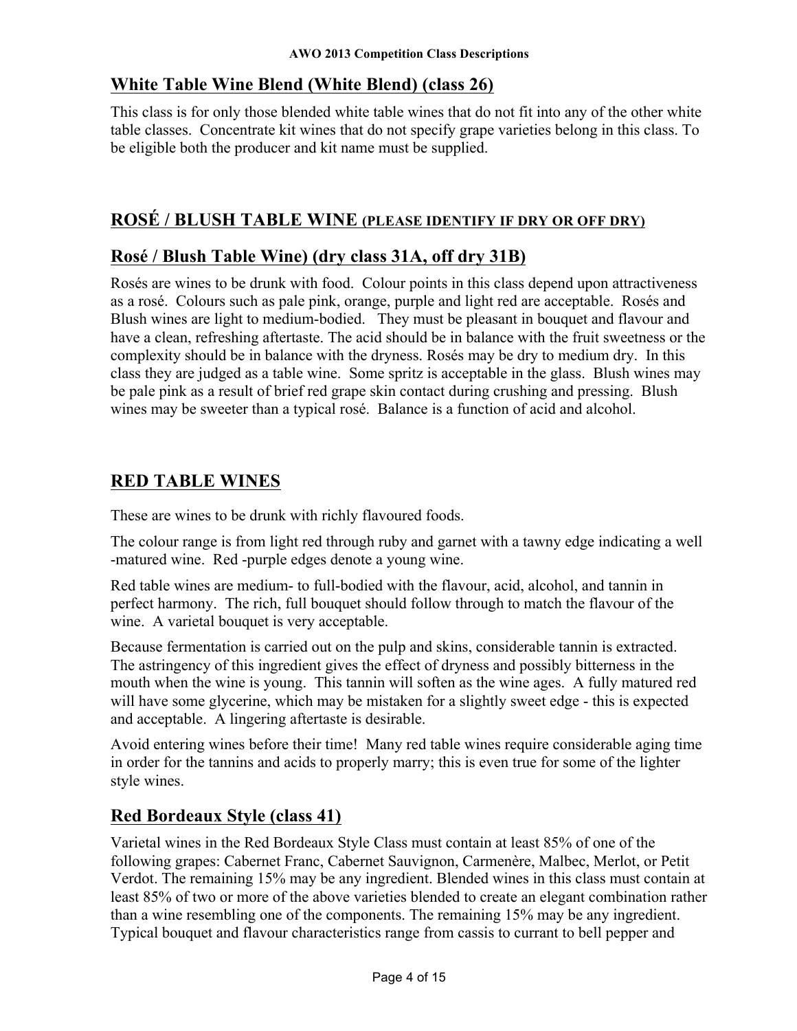## White Table Wine Blend (White Blend) (class 26)

This class is for only those blended white table wines that do not fit into any of the other white table classes. Concentrate kit wines that do not specify grape varieties belong in this class. To be eligible both the producer and kit name must be supplied.

# ROSÉ / BLUSH TABLE WINE (PLEASE IDENTIFY IF DRY OR OFF DRY)

## Rosé / Blush Table Wine) (dry class 31A, off dry 31B)

Rosés are wines to be drunk with food. Colour points in this class depend upon attractiveness as a rosé. Colours such as pale pink, orange, purple and light red are acceptable. Rosés and Blush wines are light to medium-bodied. They must be pleasant in bouquet and flavour and have a clean, refreshing aftertaste. The acid should be in balance with the fruit sweetness or the complexity should be in balance with the dryness. Rosés may be dry to medium dry. In this class they are judged as a table wine. Some spritz is acceptable in the glass. Blush wines may be pale pink as a result of brief red grape skin contact during crushing and pressing. Blush wines may be sweeter than a typical rosé. Balance is a function of acid and alcohol.

# RED TABLE WINES

These are wines to be drunk with richly flavoured foods.

The colour range is from light red through ruby and garnet with a tawny edge indicating a well -matured wine. Red -purple edges denote a young wine.

Red table wines are medium- to full-bodied with the flavour, acid, alcohol, and tannin in perfect harmony. The rich, full bouquet should follow through to match the flavour of the wine. A varietal bouquet is very acceptable.

Because fermentation is carried out on the pulp and skins, considerable tannin is extracted. The astringency of this ingredient gives the effect of dryness and possibly bitterness in the mouth when the wine is young. This tannin will soften as the wine ages. A fully matured red will have some glycerine, which may be mistaken for a slightly sweet edge - this is expected and acceptable. A lingering aftertaste is desirable.

Avoid entering wines before their time! Many red table wines require considerable aging time in order for the tannins and acids to properly marry; this is even true for some of the lighter style wines.

## Red Bordeaux Style (class 41)

Varietal wines in the Red Bordeaux Style Class must contain at least 85% of one of the following grapes: Cabernet Franc, Cabernet Sauvignon, Carmenère, Malbec, Merlot, or Petit Verdot. The remaining 15% may be any ingredient. Blended wines in this class must contain at least 85% of two or more of the above varieties blended to create an elegant combination rather than a wine resembling one of the components. The remaining 15% may be any ingredient. Typical bouquet and flavour characteristics range from cassis to currant to bell pepper and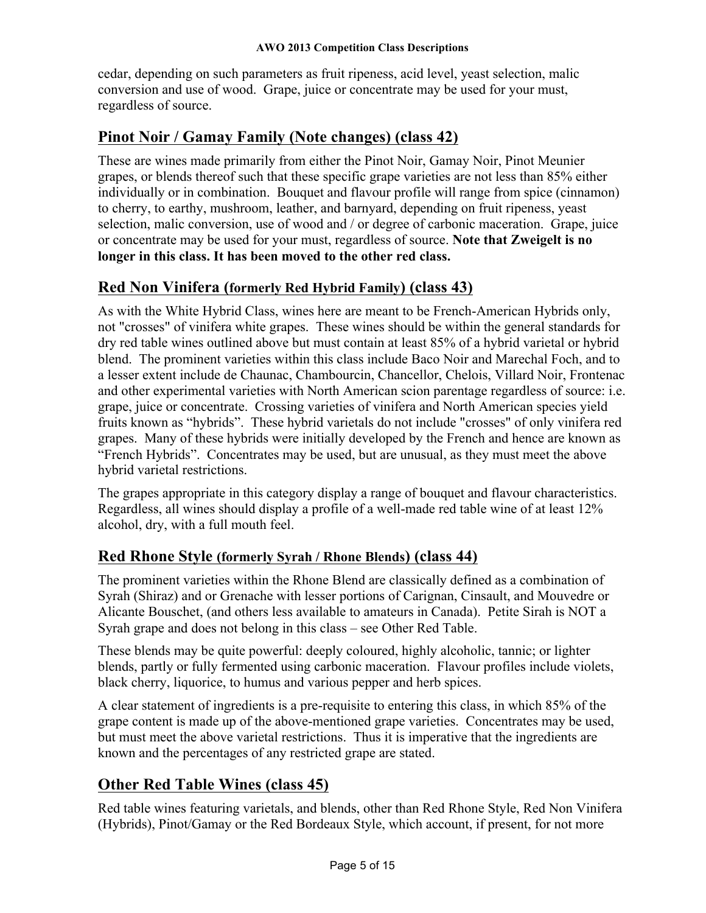cedar, depending on such parameters as fruit ripeness, acid level, yeast selection, malic conversion and use of wood. Grape, juice or concentrate may be used for your must, regardless of source.

## Pinot Noir / Gamay Family (Note changes) (class 42)

These are wines made primarily from either the Pinot Noir, Gamay Noir, Pinot Meunier grapes, or blends thereof such that these specific grape varieties are not less than 85% either individually or in combination. Bouquet and flavour profile will range from spice (cinnamon) to cherry, to earthy, mushroom, leather, and barnyard, depending on fruit ripeness, yeast selection, malic conversion, use of wood and / or degree of carbonic maceration. Grape, juice or concentrate may be used for your must, regardless of source. **Note that Zweigelt is no longer in this class. It has been moved to the other red class.**

## Red Non Vinifera (formerly Red Hybrid Family) (class 43)

As with the White Hybrid Class, wines here are meant to be French-American Hybrids only, not "crosses" of vinifera white grapes. These wines should be within the general standards for dry red table wines outlined above but must contain at least 85% of a hybrid varietal or hybrid blend. The prominent varieties within this class include Baco Noir and Marechal Foch, and to a lesser extent include de Chaunac, Chambourcin, Chancellor, Chelois, Villard Noir, Frontenac and other experimental varieties with North American scion parentage regardless of source: i.e. grape, juice or concentrate. Crossing varieties of vinifera and North American species yield fruits known as "hybrids". These hybrid varietals do not include "crosses" of only vinifera red grapes. Many of these hybrids were initially developed by the French and hence are known as "French Hybrids". Concentrates may be used, but are unusual, as they must meet the above hybrid varietal restrictions.

The grapes appropriate in this category display a range of bouquet and flavour characteristics. Regardless, all wines should display a profile of a well-made red table wine of at least 12% alcohol, dry, with a full mouth feel.

## Red Rhone Style (formerly Syrah / Rhone Blends) (class 44)

The prominent varieties within the Rhone Blend are classically defined as a combination of Syrah (Shiraz) and or Grenache with lesser portions of Carignan, Cinsault, and Mouvedre or Alicante Bouschet, (and others less available to amateurs in Canada). Petite Sirah is NOT a Syrah grape and does not belong in this class – see Other Red Table.

These blends may be quite powerful: deeply coloured, highly alcoholic, tannic; or lighter blends, partly or fully fermented using carbonic maceration. Flavour profiles include violets, black cherry, liquorice, to humus and various pepper and herb spices.

A clear statement of ingredients is a pre-requisite to entering this class, in which 85% of the grape content is made up of the above-mentioned grape varieties. Concentrates may be used, but must meet the above varietal restrictions. Thus it is imperative that the ingredients are known and the percentages of any restricted grape are stated.

## Other Red Table Wines (class 45)

Red table wines featuring varietals, and blends, other than Red Rhone Style, Red Non Vinifera (Hybrids), Pinot/Gamay or the Red Bordeaux Style, which account, if present, for not more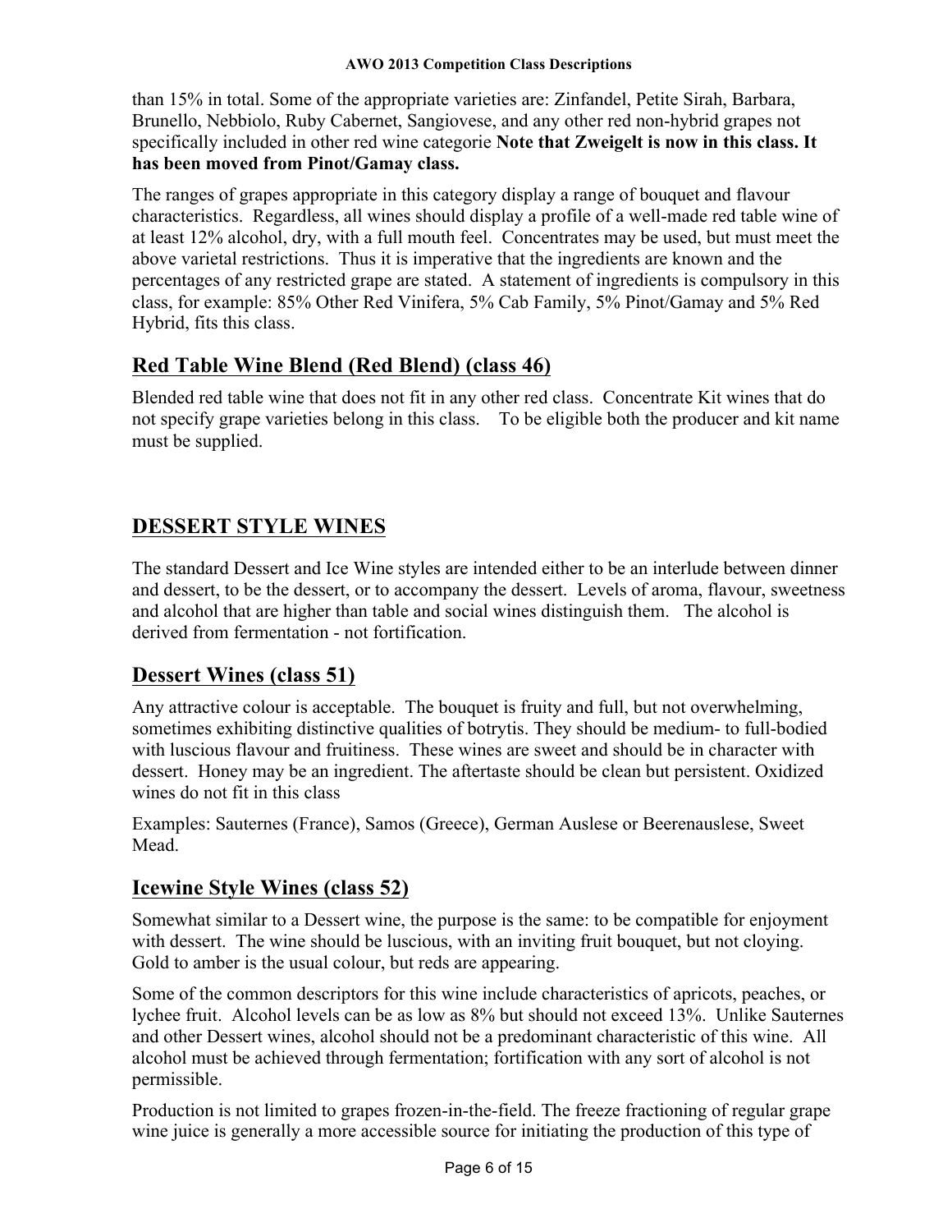than 15% in total. Some of the appropriate varieties are: Zinfandel, Petite Sirah, Barbara, Brunello, Nebbiolo, Ruby Cabernet, Sangiovese, and any other red non-hybrid grapes not specifically included in other red wine categorie **Note that Zweigelt is now in this class. It has been moved from Pinot/Gamay class.**

The ranges of grapes appropriate in this category display a range of bouquet and flavour characteristics. Regardless, all wines should display a profile of a well-made red table wine of at least 12% alcohol, dry, with a full mouth feel. Concentrates may be used, but must meet the above varietal restrictions. Thus it is imperative that the ingredients are known and the percentages of any restricted grape are stated. A statement of ingredients is compulsory in this class, for example: 85% Other Red Vinifera, 5% Cab Family, 5% Pinot/Gamay and 5% Red Hybrid, fits this class.

## Red Table Wine Blend (Red Blend) (class 46)

Blended red table wine that does not fit in any other red class. Concentrate Kit wines that do not specify grape varieties belong in this class. To be eligible both the producer and kit name must be supplied.

# DESSERT STYLE WINES

The standard Dessert and Ice Wine styles are intended either to be an interlude between dinner and dessert, to be the dessert, or to accompany the dessert. Levels of aroma, flavour, sweetness and alcohol that are higher than table and social wines distinguish them. The alcohol is derived from fermentation - not fortification.

## Dessert Wines (class 51)

Any attractive colour is acceptable. The bouquet is fruity and full, but not overwhelming, sometimes exhibiting distinctive qualities of botrytis. They should be medium- to full-bodied with luscious flavour and fruitiness. These wines are sweet and should be in character with dessert. Honey may be an ingredient. The aftertaste should be clean but persistent. Oxidized wines do not fit in this class

Examples: Sauternes (France), Samos (Greece), German Auslese or Beerenauslese, Sweet Mead.

## Icewine Style Wines (class 52)

Somewhat similar to a Dessert wine, the purpose is the same: to be compatible for enjoyment with dessert. The wine should be luscious, with an inviting fruit bouquet, but not cloying. Gold to amber is the usual colour, but reds are appearing.

Some of the common descriptors for this wine include characteristics of apricots, peaches, or lychee fruit. Alcohol levels can be as low as 8% but should not exceed 13%. Unlike Sauternes and other Dessert wines, alcohol should not be a predominant characteristic of this wine. All alcohol must be achieved through fermentation; fortification with any sort of alcohol is not permissible.

Production is not limited to grapes frozen-in-the-field. The freeze fractioning of regular grape wine juice is generally a more accessible source for initiating the production of this type of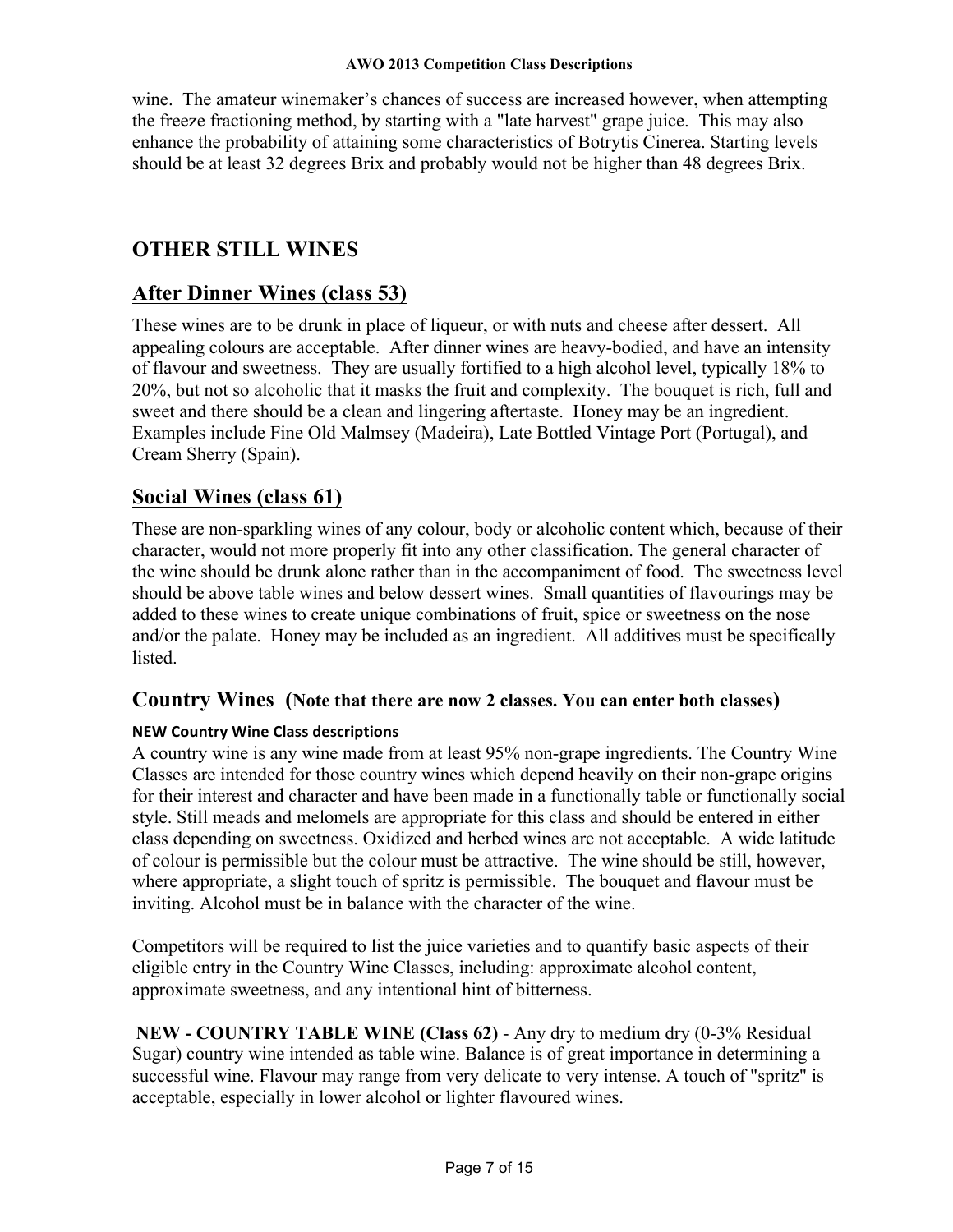wine. The amateur winemaker's chances of success are increased however, when attempting the freeze fractioning method, by starting with a "late harvest" grape juice. This may also enhance the probability of attaining some characteristics of Botrytis Cinerea. Starting levels should be at least 32 degrees Brix and probably would not be higher than 48 degrees Brix.

# OTHER STILL WINES

## After Dinner Wines (class 53)

These wines are to be drunk in place of liqueur, or with nuts and cheese after dessert. All appealing colours are acceptable. After dinner wines are heavy-bodied, and have an intensity of flavour and sweetness. They are usually fortified to a high alcohol level, typically 18% to 20%, but not so alcoholic that it masks the fruit and complexity. The bouquet is rich, full and sweet and there should be a clean and lingering aftertaste. Honey may be an ingredient. Examples include Fine Old Malmsey (Madeira), Late Bottled Vintage Port (Portugal), and Cream Sherry (Spain).

## Social Wines (class 61)

These are non-sparkling wines of any colour, body or alcoholic content which, because of their character, would not more properly fit into any other classification. The general character of the wine should be drunk alone rather than in the accompaniment of food. The sweetness level should be above table wines and below dessert wines. Small quantities of flavourings may be added to these wines to create unique combinations of fruit, spice or sweetness on the nose and/or the palate. Honey may be included as an ingredient. All additives must be specifically listed.

## Country Wines (Note that there are now 2 classes. You can enter both classes)

**NEW Country Wine Class descriptions**

A country wine is any wine made from at least 95% non-grape ingredients. The Country Wine Classes are intended for those country wines which depend heavily on their non-grape origins for their interest and character and have been made in a functionally table or functionally social style. Still meads and melomels are appropriate for this class and should be entered in either class depending on sweetness. Oxidized and herbed wines are not acceptable. A wide latitude of colour is permissible but the colour must be attractive. The wine should be still, however, where appropriate, a slight touch of spritz is permissible. The bouquet and flavour must be inviting. Alcohol must be in balance with the character of the wine.

Competitors will be required to list the juice varieties and to quantify basic aspects of their eligible entry in the Country Wine Classes, including: approximate alcohol content, approximate sweetness, and any intentional hint of bitterness.

**NEW - COUNTRY TABLE WINE (Class 62)** - Any dry to medium dry (0-3% Residual Sugar) country wine intended as table wine. Balance is of great importance in determining a successful wine. Flavour may range from very delicate to very intense. A touch of "spritz" is acceptable, especially in lower alcohol or lighter flavoured wines.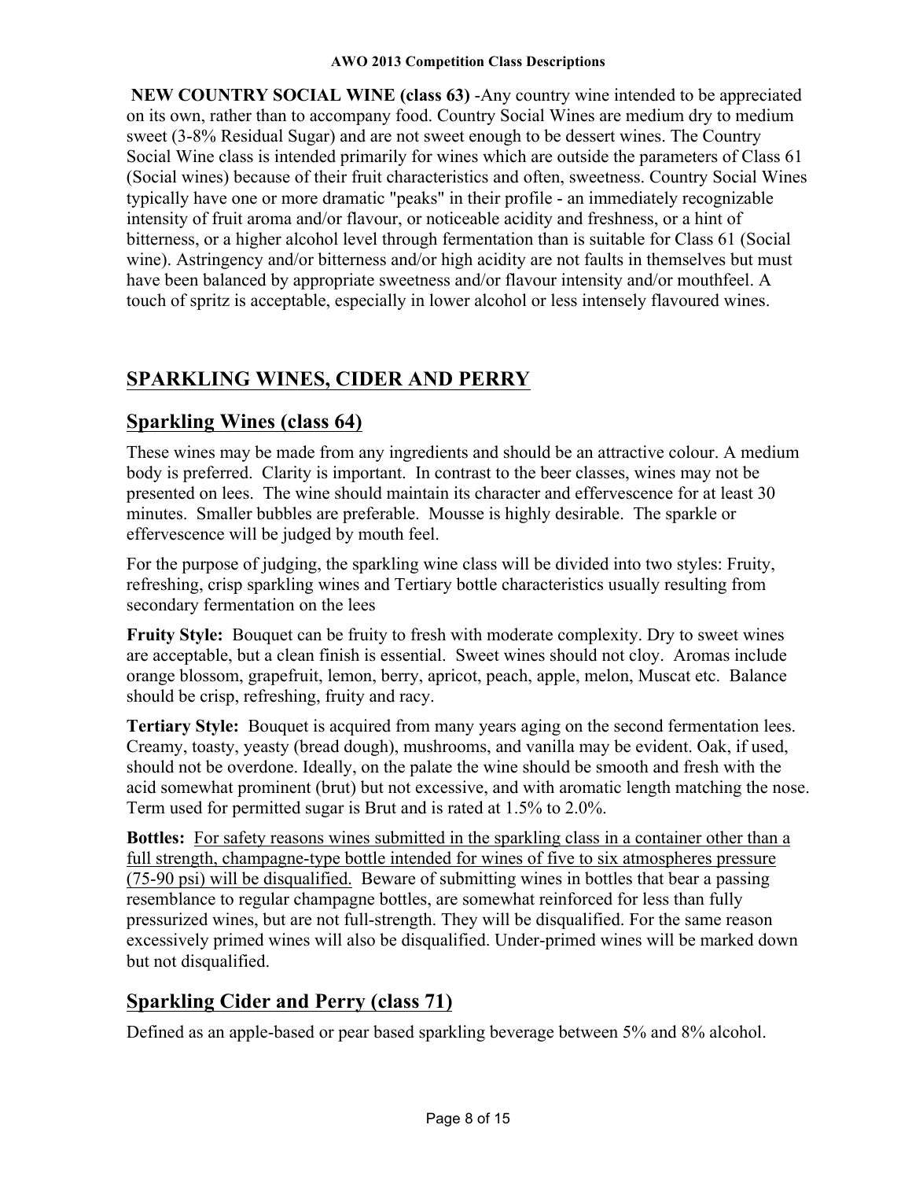**NEW COUNTRY SOCIAL WINE (class 63)** -Any country wine intended to be appreciated on its own, rather than to accompany food. Country Social Wines are medium dry to medium sweet (3-8% Residual Sugar) and are not sweet enough to be dessert wines. The Country Social Wine class is intended primarily for wines which are outside the parameters of Class 61 (Social wines) because of their fruit characteristics and often, sweetness. Country Social Wines typically have one or more dramatic "peaks" in their profile - an immediately recognizable intensity of fruit aroma and/or flavour, or noticeable acidity and freshness, or a hint of bitterness, or a higher alcohol level through fermentation than is suitable for Class 61 (Social wine). Astringency and/or bitterness and/or high acidity are not faults in themselves but must have been balanced by appropriate sweetness and/or flavour intensity and/or mouthfeel. A touch of spritz is acceptable, especially in lower alcohol or less intensely flavoured wines.

# SPARKLING WINES, CIDER AND PERRY

## Sparkling Wines (class 64)

These wines may be made from any ingredients and should be an attractive colour. A medium body is preferred. Clarity is important. In contrast to the beer classes, wines may not be presented on lees. The wine should maintain its character and effervescence for at least 30 minutes. Smaller bubbles are preferable. Mousse is highly desirable. The sparkle or effervescence will be judged by mouth feel.

For the purpose of judging, the sparkling wine class will be divided into two styles: Fruity, refreshing, crisp sparkling wines and Tertiary bottle characteristics usually resulting from secondary fermentation on the lees

**Fruity Style:** Bouquet can be fruity to fresh with moderate complexity. Dry to sweet wines are acceptable, but a clean finish is essential. Sweet wines should not cloy. Aromas include orange blossom, grapefruit, lemon, berry, apricot, peach, apple, melon, Muscat etc. Balance should be crisp, refreshing, fruity and racy.

**Tertiary Style:** Bouquet is acquired from many years aging on the second fermentation lees. Creamy, toasty, yeasty (bread dough), mushrooms, and vanilla may be evident. Oak, if used, should not be overdone. Ideally, on the palate the wine should be smooth and fresh with the acid somewhat prominent (brut) but not excessive, and with aromatic length matching the nose. Term used for permitted sugar is Brut and is rated at 1.5% to 2.0%.

**Bottles:** For safety reasons wines submitted in the sparkling class in a container other than a full strength, champagne-type bottle intended for wines of five to six atmospheres pressure (75-90 psi) will be disqualified. Beware of submitting wines in bottles that bear a passing resemblance to regular champagne bottles, are somewhat reinforced for less than fully pressurized wines, but are not full-strength. They will be disqualified. For the same reason excessively primed wines will also be disqualified. Under-primed wines will be marked down but not disqualified.

## Sparkling Cider and Perry (class 71)

Defined as an apple-based or pear based sparkling beverage between 5% and 8% alcohol.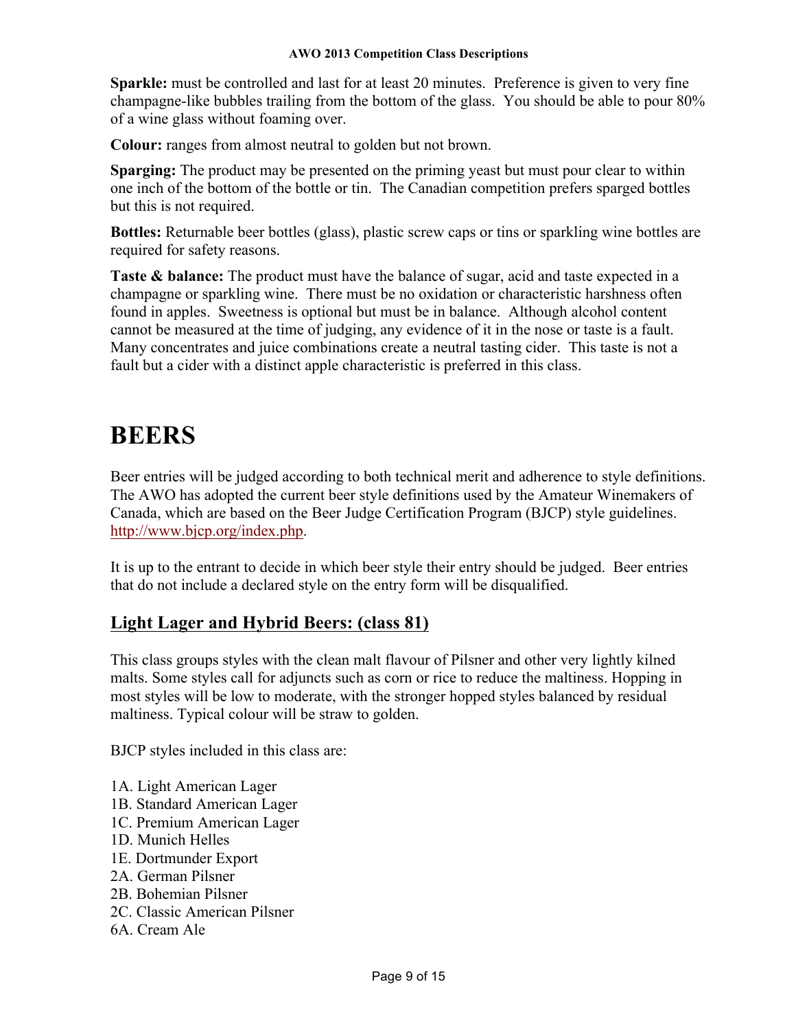**Sparkle:** must be controlled and last for at least 20 minutes. Preference is given to very fine champagne-like bubbles trailing from the bottom of the glass. You should be able to pour 80% of a wine glass without foaming over.

**Colour:** ranges from almost neutral to golden but not brown.

**Sparging:** The product may be presented on the priming yeast but must pour clear to within one inch of the bottom of the bottle or tin. The Canadian competition prefers sparged bottles but this is not required.

**Bottles:** Returnable beer bottles (glass), plastic screw caps or tins or sparkling wine bottles are required for safety reasons.

**Taste & balance:** The product must have the balance of sugar, acid and taste expected in a champagne or sparkling wine. There must be no oxidation or characteristic harshness often found in apples. Sweetness is optional but must be in balance. Although alcohol content cannot be measured at the time of judging, any evidence of it in the nose or taste is a fault. Many concentrates and juice combinations create a neutral tasting cider. This taste is not a fault but a cider with a distinct apple characteristic is preferred in this class.

# BEERS

Beer entries will be judged according to both technical merit and adherence to style definitions. The AWO has adopted the current beer style definitions used by the Amateur Winemakers of Canada, which are based on the Beer Judge Certification Program (BJCP) style guidelines. http://www.bjcp.org/index.php.

It is up to the entrant to decide in which beer style their entry should be judged. Beer entries that do not include a declared style on the entry form will be disqualified.

## Light Lager and Hybrid Beers: (class 81)

This class groups styles with the clean malt flavour of Pilsner and other very lightly kilned malts. Some styles call for adjuncts such as corn or rice to reduce the maltiness. Hopping in most styles will be low to moderate, with the stronger hopped styles balanced by residual maltiness. Typical colour will be straw to golden.

BJCP styles included in this class are:

1A. Light American Lager  
1B. Standard American Lager  
1C. Premium American Lager  
1D. Munich Helles  
1E. Dortmunder Export  
2A. German Pilsner  
2B. Bohemian Pilsner  
2C. Classic American Pilsner  
6A. Cream Ale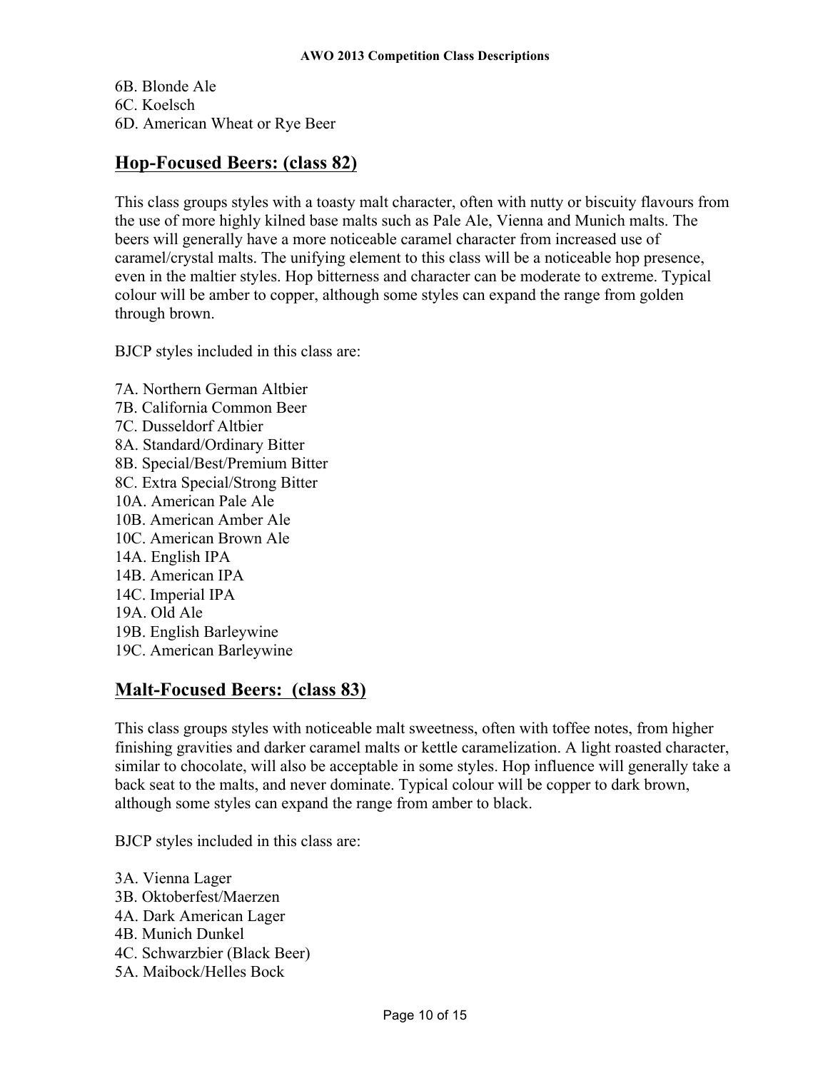6B. Blonde Ale
6C. Koelsch
6D. American Wheat or Rye Beer

## Hop-Focused Beers: (class 82)

This class groups styles with a toasty malt character, often with nutty or biscuity flavours from the use of more highly kilned base malts such as Pale Ale, Vienna and Munich malts. The beers will generally have a more noticeable caramel character from increased use of caramel/crystal malts. The unifying element to this class will be a noticeable hop presence, even in the maltier styles. Hop bitterness and character can be moderate to extreme. Typical colour will be amber to copper, although some styles can expand the range from golden through brown.

BJCP styles included in this class are:

7A. Northern German Altbier
7B. California Common Beer
7C. Dusseldorf Altbier
8A. Standard/Ordinary Bitter
8B. Special/Best/Premium Bitter
8C. Extra Special/Strong Bitter
10A. American Pale Ale
10B. American Amber Ale
10C. American Brown Ale
14A. English IPA
14B. American IPA
14C. Imperial IPA
19A. Old Ale
19B. English Barleywine
19C. American Barleywine

## Malt-Focused Beers: (class 83)

This class groups styles with noticeable malt sweetness, often with toffee notes, from higher finishing gravities and darker caramel malts or kettle caramelization. A light roasted character, similar to chocolate, will also be acceptable in some styles. Hop influence will generally take a back seat to the malts, and never dominate. Typical colour will be copper to dark brown, although some styles can expand the range from amber to black.

BJCP styles included in this class are:

3A. Vienna Lager
3B. Oktoberfest/Maerzen
4A. Dark American Lager
4B. Munich Dunkel
4C. Schwarzbier (Black Beer)
5A. Maibock/Helles Bock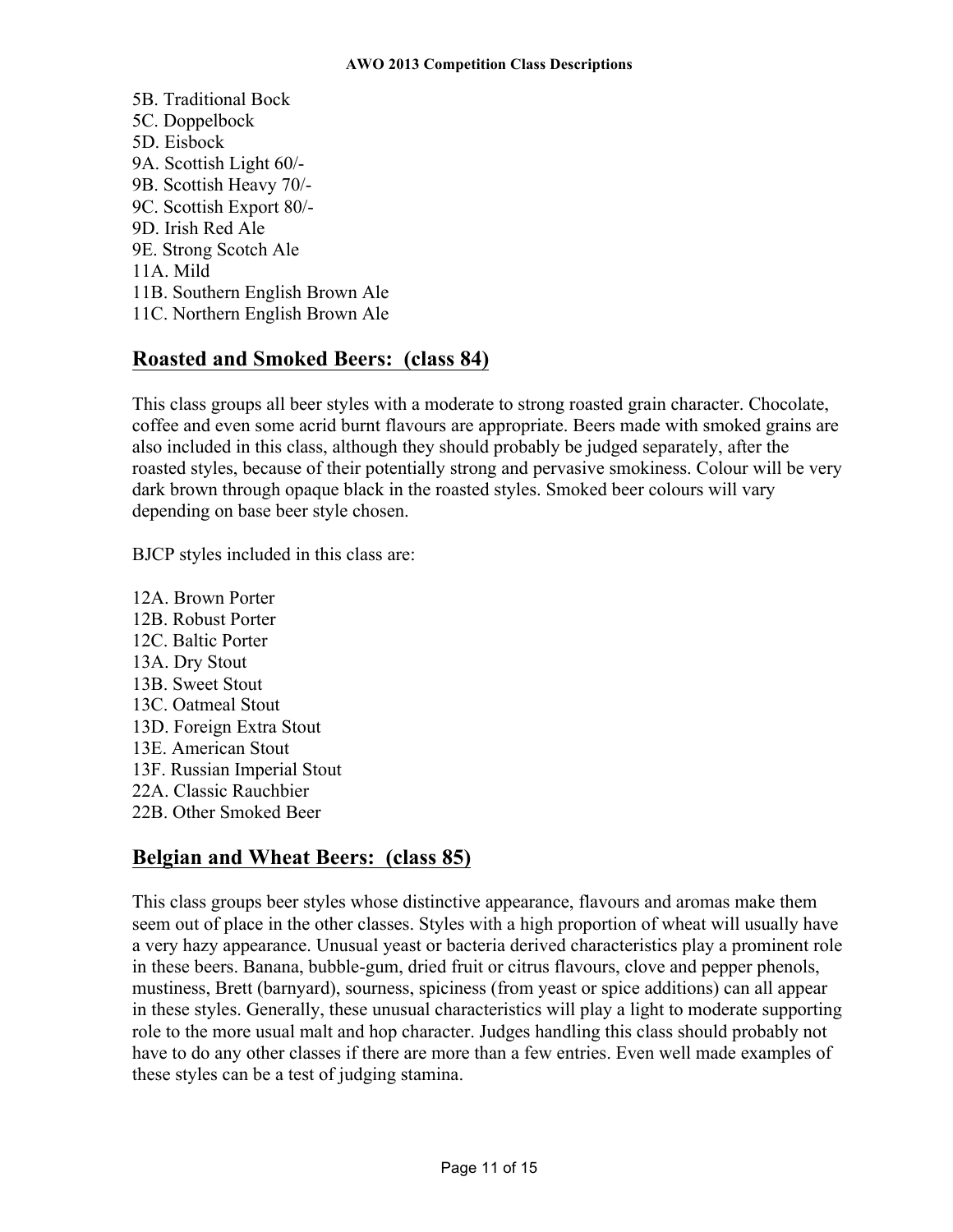5B. Traditional Bock
5C. Doppelbock
5D. Eisbock
9A. Scottish Light 60/-
9B. Scottish Heavy 70/-
9C. Scottish Export 80/-
9D. Irish Red Ale
9E. Strong Scotch Ale
11A. Mild
11B. Southern English Brown Ale
11C. Northern English Brown Ale

## Roasted and Smoked Beers: (class 84)

This class groups all beer styles with a moderate to strong roasted grain character. Chocolate, coffee and even some acrid burnt flavours are appropriate. Beers made with smoked grains are also included in this class, although they should probably be judged separately, after the roasted styles, because of their potentially strong and pervasive smokiness. Colour will be very dark brown through opaque black in the roasted styles. Smoked beer colours will vary depending on base beer style chosen.

BJCP styles included in this class are:

12A. Brown Porter
12B. Robust Porter
12C. Baltic Porter
13A. Dry Stout
13B. Sweet Stout
13C. Oatmeal Stout
13D. Foreign Extra Stout
13E. American Stout
13F. Russian Imperial Stout
22A. Classic Rauchbier
22B. Other Smoked Beer

## Belgian and Wheat Beers: (class 85)

This class groups beer styles whose distinctive appearance, flavours and aromas make them seem out of place in the other classes. Styles with a high proportion of wheat will usually have a very hazy appearance. Unusual yeast or bacteria derived characteristics play a prominent role in these beers. Banana, bubble-gum, dried fruit or citrus flavours, clove and pepper phenols, mustiness, Brett (barnyard), sourness, spiciness (from yeast or spice additions) can all appear in these styles. Generally, these unusual characteristics will play a light to moderate supporting role to the more usual malt and hop character. Judges handling this class should probably not have to do any other classes if there are more than a few entries. Even well made examples of these styles can be a test of judging stamina.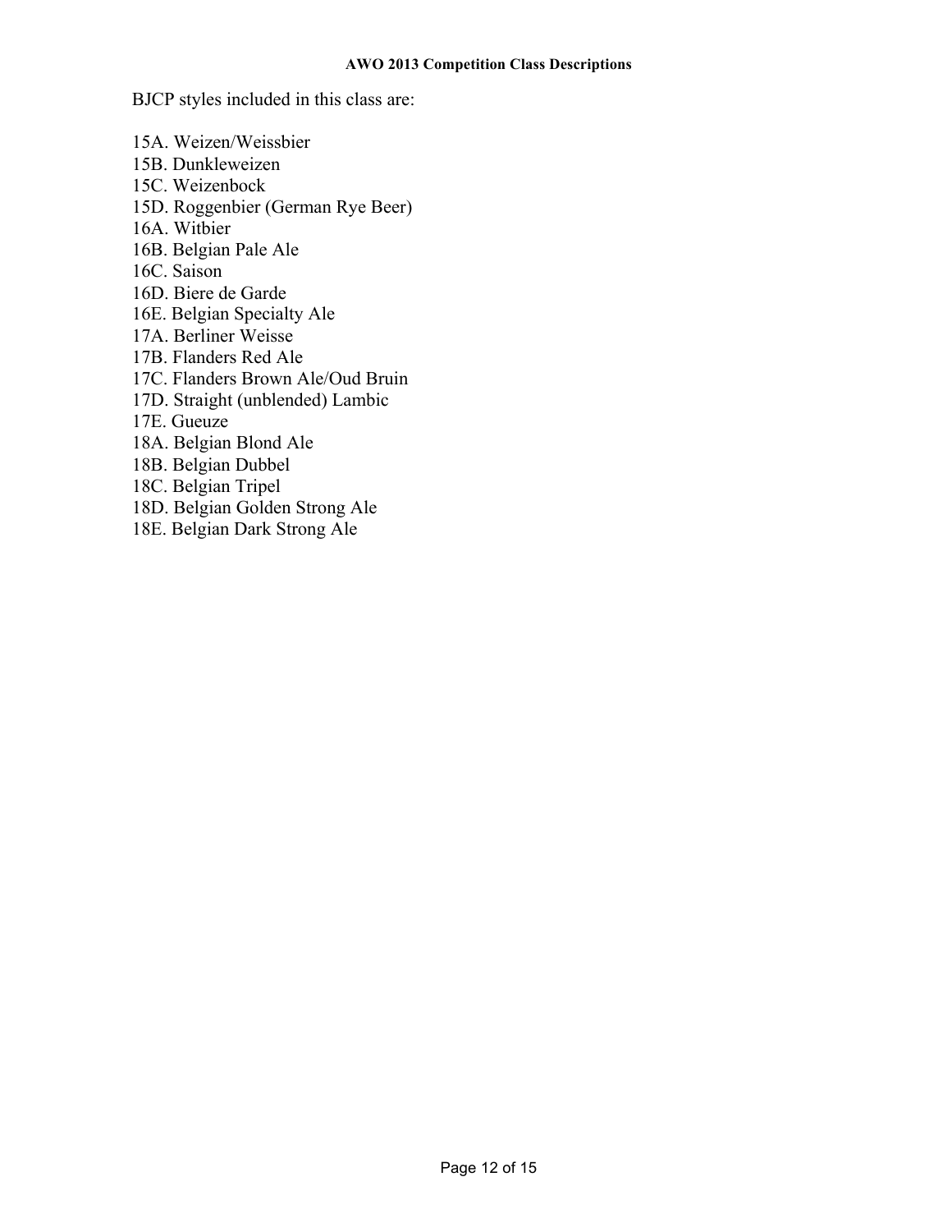BJCP styles included in this class are:

15A. Weizen/Weissbier
15B. Dunkleweizen
15C. Weizenbock
15D. Roggenbier (German Rye Beer)
16A. Witbier
16B. Belgian Pale Ale
16C. Saison
16D. Biere de Garde
16E. Belgian Specialty Ale
17A. Berliner Weisse
17B. Flanders Red Ale
17C. Flanders Brown Ale/Oud Bruin
17D. Straight (unblended) Lambic
17E. Gueuze
18A. Belgian Blond Ale
18B. Belgian Dubbel
18C. Belgian Tripel
18D. Belgian Golden Strong Ale
18E. Belgian Dark Strong Ale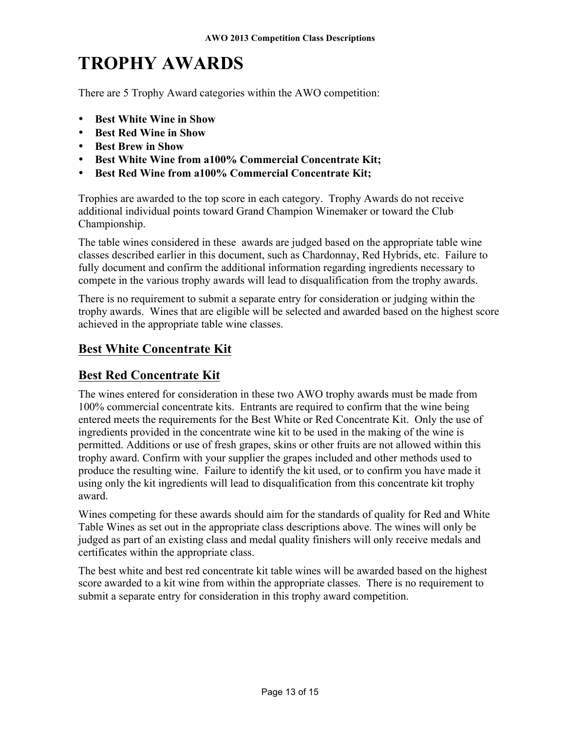# TROPHY AWARDS

There are 5 Trophy Award categories within the AWO competition:

- **Best White Wine in Show**
- **Best Red Wine in Show**
- **Best Brew in Show**
- **Best White Wine from a100% Commercial Concentrate Kit;**
- **Best Red Wine from a100% Commercial Concentrate Kit;**

Trophies are awarded to the top score in each category. Trophy Awards do not receive additional individual points toward Grand Champion Winemaker or toward the Club Championship.

The table wines considered in these awards are judged based on the appropriate table wine classes described earlier in this document, such as Chardonnay, Red Hybrids, etc. Failure to fully document and confirm the additional information regarding ingredients necessary to compete in the various trophy awards will lead to disqualification from the trophy awards.

There is no requirement to submit a separate entry for consideration or judging within the trophy awards. Wines that are eligible will be selected and awarded based on the highest score achieved in the appropriate table wine classes.

## Best White Concentrate Kit

## Best Red Concentrate Kit

The wines entered for consideration in these two AWO trophy awards must be made from 100% commercial concentrate kits. Entrants are required to confirm that the wine being entered meets the requirements for the Best White or Red Concentrate Kit. Only the use of ingredients provided in the concentrate wine kit to be used in the making of the wine is permitted. Additions or use of fresh grapes, skins or other fruits are not allowed within this trophy award. Confirm with your supplier the grapes included and other methods used to produce the resulting wine. Failure to identify the kit used, or to confirm you have made it using only the kit ingredients will lead to disqualification from this concentrate kit trophy award.

Wines competing for these awards should aim for the standards of quality for Red and White Table Wines as set out in the appropriate class descriptions above. The wines will only be judged as part of an existing class and medal quality finishers will only receive medals and certificates within the appropriate class.

The best white and best red concentrate kit table wines will be awarded based on the highest score awarded to a kit wine from within the appropriate classes. There is no requirement to submit a separate entry for consideration in this trophy award competition.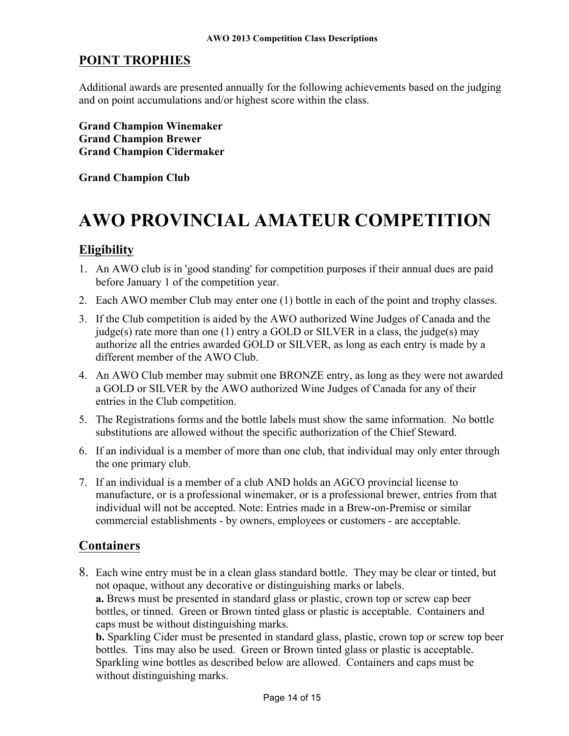## POINT TROPHIES

Additional awards are presented annually for the following achievements based on the judging and on point accumulations and/or highest score within the class.

**Grand Champion Winemaker**
**Grand Champion Brewer**
**Grand Champion Cidermaker**

**Grand Champion Club**

# AWO PROVINCIAL AMATEUR COMPETITION

## Eligibility

1. An AWO club is in 'good standing' for competition purposes if their annual dues are paid before January 1 of the competition year.
2. Each AWO member Club may enter one (1) bottle in each of the point and trophy classes.
3. If the Club competition is aided by the AWO authorized Wine Judges of Canada and the judge(s) rate more than one (1) entry a GOLD or SILVER in a class, the judge(s) may authorize all the entries awarded GOLD or SILVER, as long as each entry is made by a different member of the AWO Club.
4. An AWO Club member may submit one BRONZE entry, as long as they were not awarded a GOLD or SILVER by the AWO authorized Wine Judges of Canada for any of their entries in the Club competition.
5. The Registrations forms and the bottle labels must show the same information. No bottle substitutions are allowed without the specific authorization of the Chief Steward.
6. If an individual is a member of more than one club, that individual may only enter through the one primary club.
7. If an individual is a member of a club AND holds an AGCO provincial license to manufacture, or is a professional winemaker, or is a professional brewer, entries from that individual will not be accepted. Note: Entries made in a Brew-on-Premise or similar commercial establishments - by owners, employees or customers - are acceptable.

## Containers

8. Each wine entry must be in a clean glass standard bottle. They may be clear or tinted, but not opaque, without any decorative or distinguishing marks or labels.
   **a.** Brews must be presented in standard glass or plastic, crown top or screw cap beer bottles, or tinned. Green or Brown tinted glass or plastic is acceptable. Containers and caps must be without distinguishing marks.
   **b.** Sparkling Cider must be presented in standard glass, plastic, crown top or screw top beer bottles. Tins may also be used. Green or Brown tinted glass or plastic is acceptable. Sparkling wine bottles as described below are allowed. Containers and caps must be without distinguishing marks.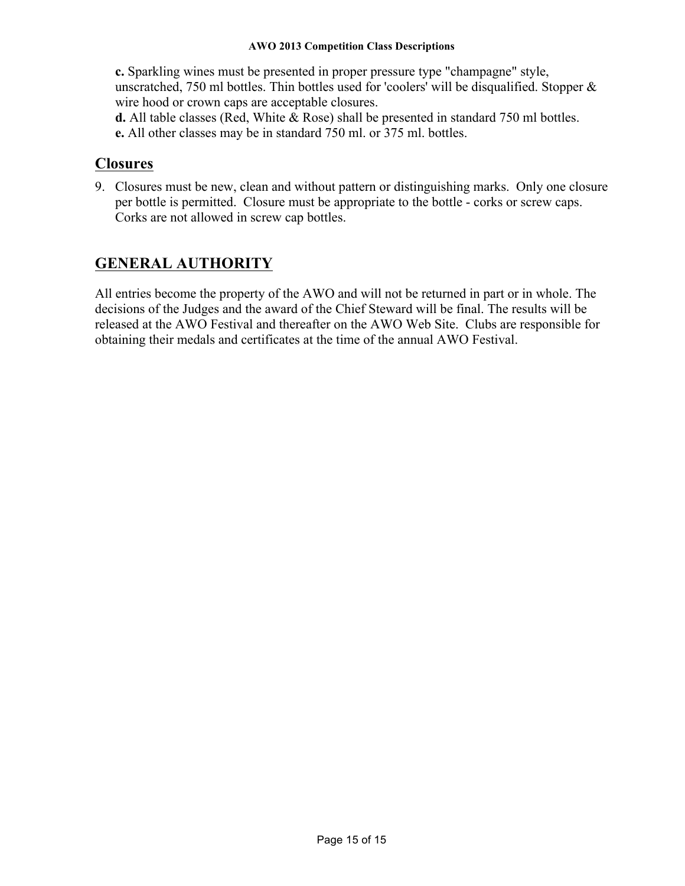**c.** Sparkling wines must be presented in proper pressure type "champagne" style, unscratched, 750 ml bottles. Thin bottles used for 'coolers' will be disqualified. Stopper & wire hood or crown caps are acceptable closures.

**d.** All table classes (Red, White & Rose) shall be presented in standard 750 ml bottles.

**e.** All other classes may be in standard 750 ml. or 375 ml. bottles.

## Closures

9. Closures must be new, clean and without pattern or distinguishing marks. Only one closure per bottle is permitted. Closure must be appropriate to the bottle - corks or screw caps. Corks are not allowed in screw cap bottles.

## GENERAL AUTHORITY

All entries become the property of the AWO and will not be returned in part or in whole. The decisions of the Judges and the award of the Chief Steward will be final. The results will be released at the AWO Festival and thereafter on the AWO Web Site. Clubs are responsible for obtaining their medals and certificates at the time of the annual AWO Festival.